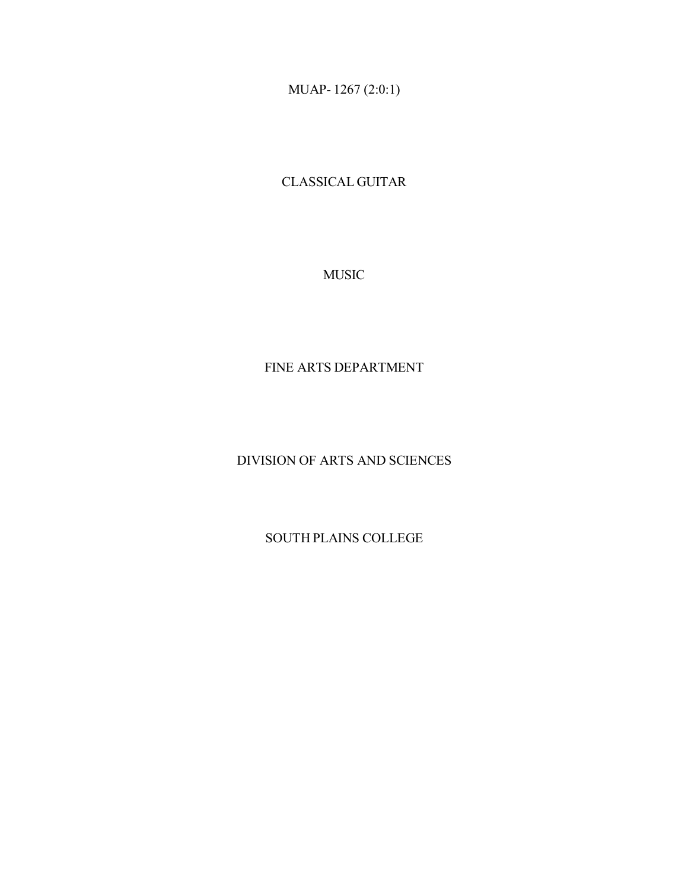MUAP- 1267 (2:0:1)

CLASSICAL GUITAR

MUSIC

FINE ARTS DEPARTMENT

DIVISION OF ARTS AND SCIENCES

SOUTH PLAINS COLLEGE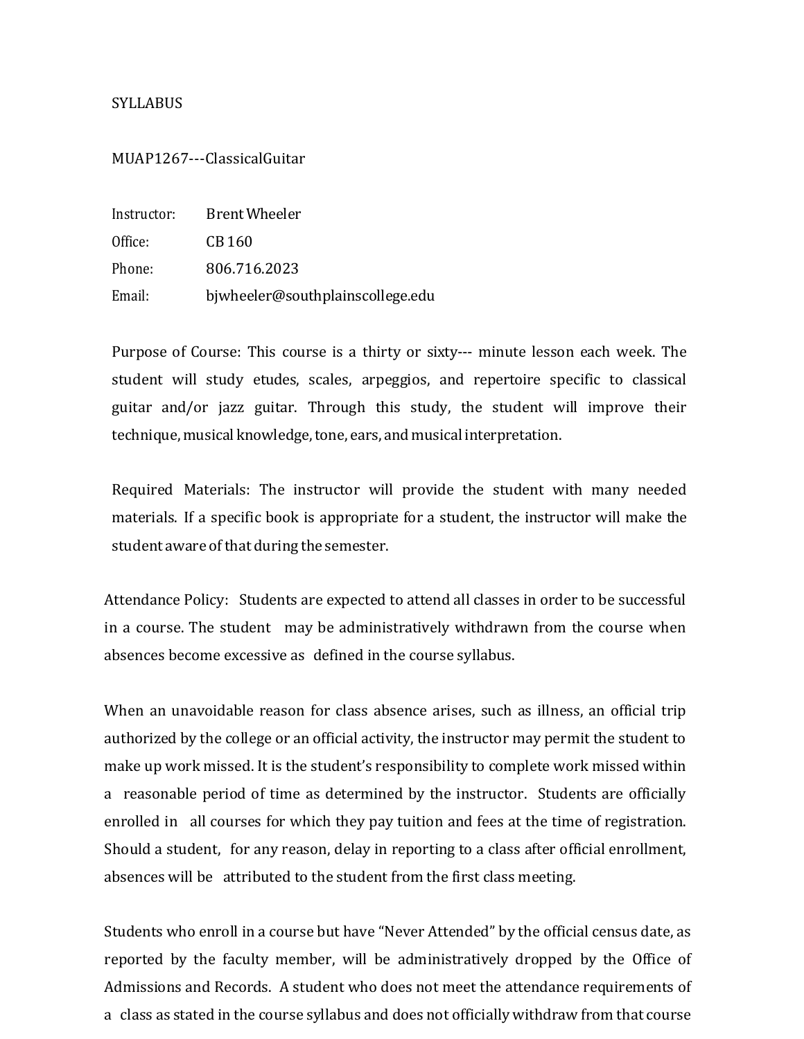SYLLABUS

MUAP1267---ClassicalGuitar

Instructor: Brent Wheeler
Office: CB 160
Phone: 806.716.2023
Email: bjwheeler@southplainscollege.edu

Purpose of Course: This course is a thirty or sixty--- minute lesson each week. The student will study etudes, scales, arpeggios, and repertoire specific to classical guitar and/or jazz guitar. Through this study, the student will improve their technique, musical knowledge, tone, ears, and musical interpretation.

Required Materials: The instructor will provide the student with many needed materials. If a specific book is appropriate for a student, the instructor will make the student aware of that during the semester.

Attendance Policy: Students are expected to attend all classes in order to be successful in a course. The student may be administratively withdrawn from the course when absences become excessive as defined in the course syllabus.

When an unavoidable reason for class absence arises, such as illness, an official trip authorized by the college or an official activity, the instructor may permit the student to make up work missed. It is the student's responsibility to complete work missed within a reasonable period of time as determined by the instructor. Students are officially enrolled in all courses for which they pay tuition and fees at the time of registration. Should a student, for any reason, delay in reporting to a class after official enrollment, absences will be attributed to the student from the first class meeting.

Students who enroll in a course but have "Never Attended" by the official census date, as reported by the faculty member, will be administratively dropped by the Office of Admissions and Records. A student who does not meet the attendance requirements of a class as stated in the course syllabus and does not officially withdraw from that course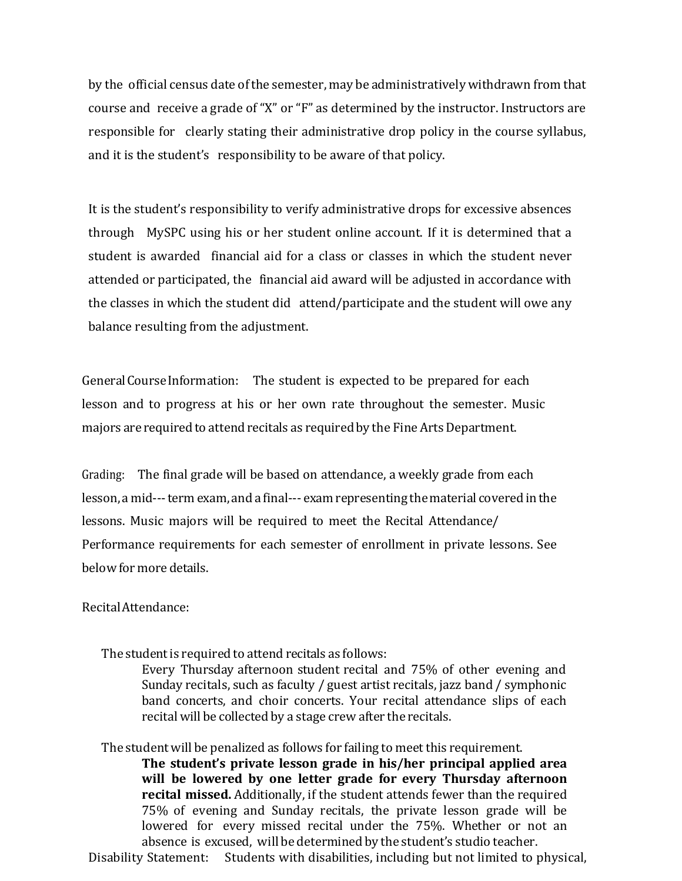by the official census date of the semester, may be administratively withdrawn from that course and receive a grade of "X" or "F" as determined by the instructor. Instructors are responsible for clearly stating their administrative drop policy in the course syllabus, and it is the student's responsibility to be aware of that policy.

It is the student's responsibility to verify administrative drops for excessive absences through MySPC using his or her student online account. If it is determined that a student is awarded financial aid for a class or classes in which the student never attended or participated, the financial aid award will be adjusted in accordance with the classes in which the student did attend/participate and the student will owe any balance resulting from the adjustment.

General Course Information: The student is expected to be prepared for each lesson and to progress at his or her own rate throughout the semester. Music majors are required to attend recitals as required by the Fine Arts Department.

Grading: The final grade will be based on attendance, a weekly grade from each lesson, a mid--- term exam, and a final--- exam representing the material covered in the lessons. Music majors will be required to meet the Recital Attendance/ Performance requirements for each semester of enrollment in private lessons. See below for more details.

Recital Attendance:

The student is required to attend recitals as follows:

Every Thursday afternoon student recital and 75% of other evening and Sunday recitals, such as faculty / guest artist recitals, jazz band / symphonic band concerts, and choir concerts. Your recital attendance slips of each recital will be collected by a stage crew after the recitals.

The student will be penalized as follows for failing to meet this requirement.

**The student's private lesson grade in his/her principal applied area will be lowered by one letter grade for every Thursday afternoon recital missed.** Additionally, if the student attends fewer than the required 75% of evening and Sunday recitals, the private lesson grade will be lowered for every missed recital under the 75%. Whether or not an absence is excused, will be determined by the student's studio teacher.

Disability Statement: Students with disabilities, including but not limited to physical,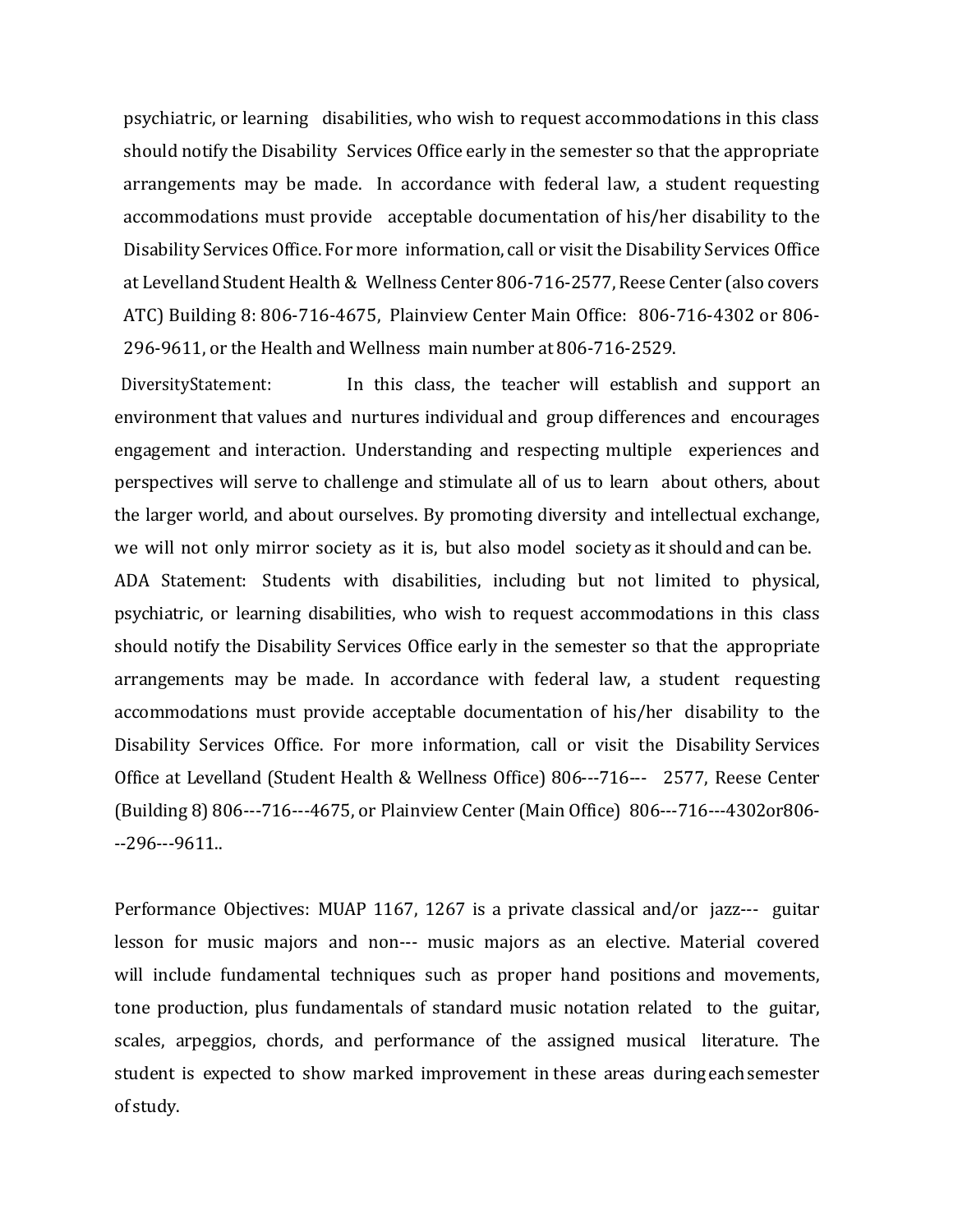psychiatric, or learning disabilities, who wish to request accommodations in this class should notify the Disability Services Office early in the semester so that the appropriate arrangements may be made. In accordance with federal law, a student requesting accommodations must provide acceptable documentation of his/her disability to the Disability Services Office. For more information, call or visit the Disability Services Office at Levelland Student Health & Wellness Center 806-716-2577, Reese Center (also covers ATC) Building 8: 806-716-4675, Plainview Center Main Office: 806-716-4302 or 806-296-9611, or the Health and Wellness main number at 806-716-2529.

DiversityStatement: In this class, the teacher will establish and support an environment that values and nurtures individual and group differences and encourages engagement and interaction. Understanding and respecting multiple experiences and perspectives will serve to challenge and stimulate all of us to learn about others, about the larger world, and about ourselves. By promoting diversity and intellectual exchange, we will not only mirror society as it is, but also model society as it should and can be.

ADA Statement: Students with disabilities, including but not limited to physical, psychiatric, or learning disabilities, who wish to request accommodations in this class should notify the Disability Services Office early in the semester so that the appropriate arrangements may be made. In accordance with federal law, a student requesting accommodations must provide acceptable documentation of his/her disability to the Disability Services Office. For more information, call or visit the Disability Services Office at Levelland (Student Health & Wellness Office) 806---716--- 2577, Reese Center (Building 8) 806---716---4675, or Plainview Center (Main Office) 806---716---4302or806---296---9611..

Performance Objectives: MUAP 1167, 1267 is a private classical and/or jazz--- guitar lesson for music majors and non--- music majors as an elective. Material covered will include fundamental techniques such as proper hand positions and movements, tone production, plus fundamentals of standard music notation related to the guitar, scales, arpeggios, chords, and performance of the assigned musical literature. The student is expected to show marked improvement in these areas during each semester of study.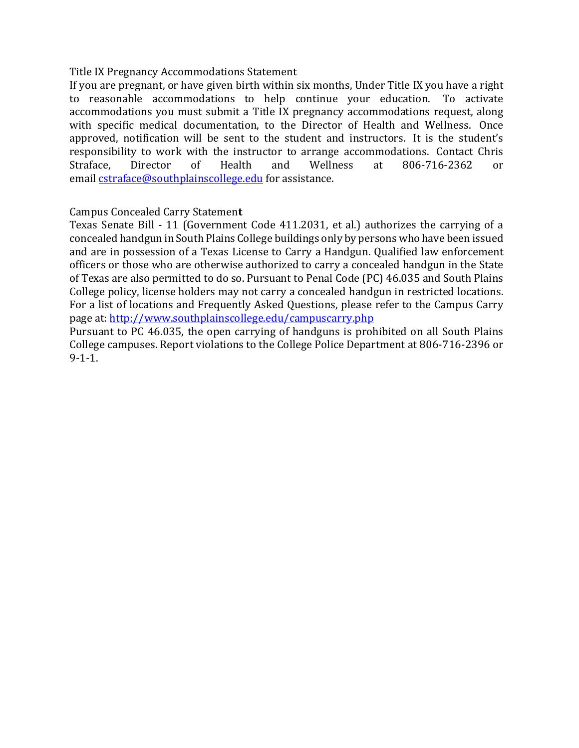Title IX Pregnancy Accommodations Statement

If you are pregnant, or have given birth within six months, Under Title IX you have a right to reasonable accommodations to help continue your education. To activate accommodations you must submit a Title IX pregnancy accommodations request, along with specific medical documentation, to the Director of Health and Wellness. Once approved, notification will be sent to the student and instructors. It is the student's responsibility to work with the instructor to arrange accommodations. Contact Chris Straface, Director of Health and Wellness at 806-716-2362 or email cstraface@southplainscollege.edu for assistance.

Campus Concealed Carry Statement

Texas Senate Bill - 11 (Government Code 411.2031, et al.) authorizes the carrying of a concealed handgun in South Plains College buildings only by persons who have been issued and are in possession of a Texas License to Carry a Handgun. Qualified law enforcement officers or those who are otherwise authorized to carry a concealed handgun in the State of Texas are also permitted to do so. Pursuant to Penal Code (PC) 46.035 and South Plains College policy, license holders may not carry a concealed handgun in restricted locations. For a list of locations and Frequently Asked Questions, please refer to the Campus Carry page at: http://www.southplainscollege.edu/campuscarry.php

Pursuant to PC 46.035, the open carrying of handguns is prohibited on all South Plains College campuses. Report violations to the College Police Department at 806-716-2396 or 9-1-1.